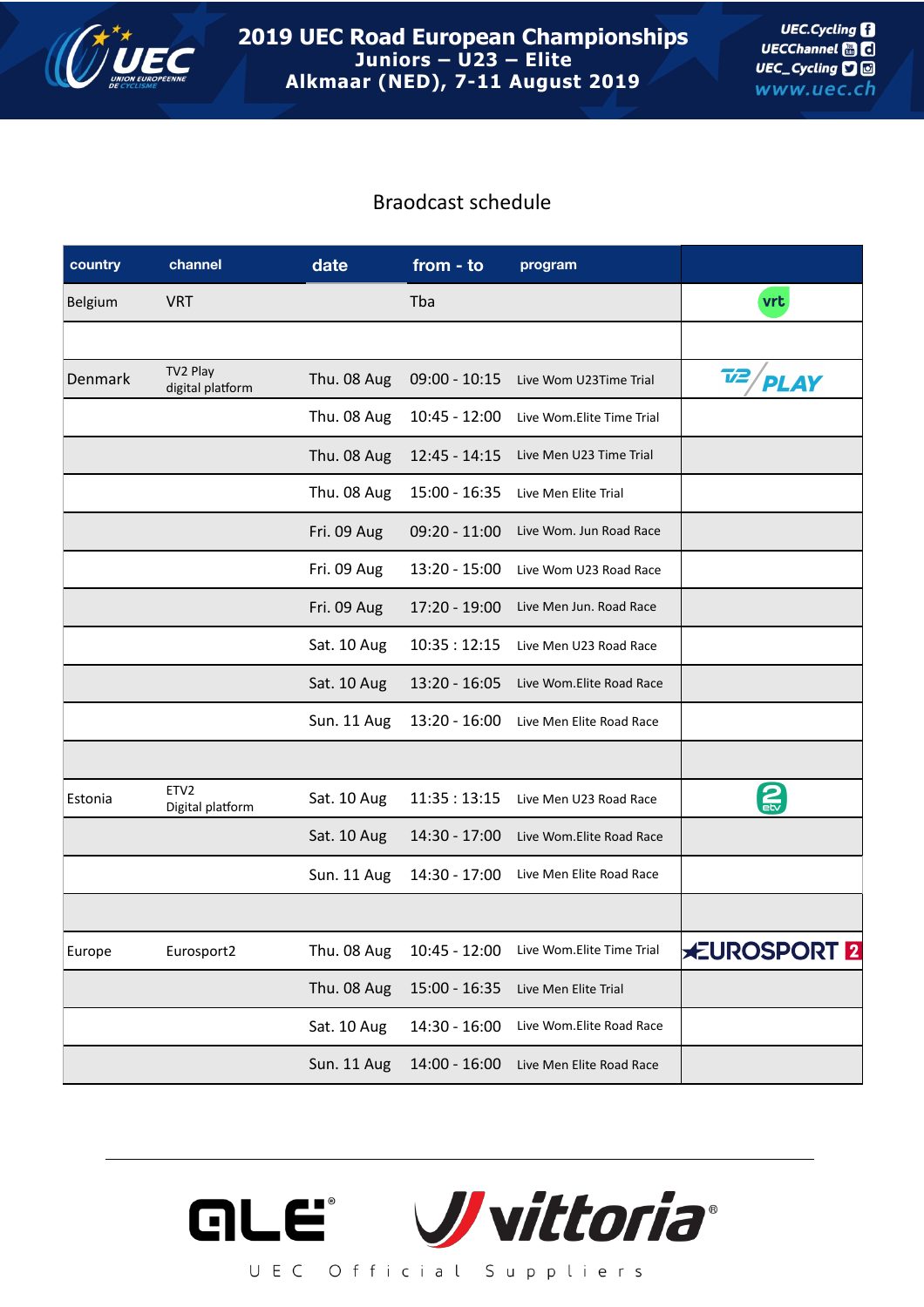# 2019 UEC Road European Championships

## Juniors – U23 – Elite

## Alkmaar (NED), 7-11 August 2019

UEC.Cycling
UECChannel
UEC_Cycling
www.uec.ch

Braodcast schedule

| country | channel | date | from - to | program | |
|---|---|---|---|---|---|
| Belgium | VRT | | Tba | | vrt |
| | | | | | |
| Denmark | TV2 Play digital platform | Thu. 08 Aug | 09:00 - 10:15 | Live Wom U23Time Trial | TV2 PLAY |
| | | Thu. 08 Aug | 10:45 - 12:00 | Live Wom.Elite Time Trial | |
| | | Thu. 08 Aug | 12:45 - 14:15 | Live Men U23 Time Trial | |
| | | Thu. 08 Aug | 15:00 - 16:35 | Live Men Elite Trial | |
| | | Fri. 09 Aug | 09:20 - 11:00 | Live Wom. Jun Road Race | |
| | | Fri. 09 Aug | 13:20 - 15:00 | Live Wom U23 Road Race | |
| | | Fri. 09 Aug | 17:20 - 19:00 | Live Men Jun. Road Race | |
| | | Sat. 10 Aug | 10:35 : 12:15 | Live Men U23 Road Race | |
| | | Sat. 10 Aug | 13:20 - 16:05 | Live Wom.Elite Road Race | |
| | | Sun. 11 Aug | 13:20 - 16:00 | Live Men Elite Road Race | |
| | | | | | |
| Estonia | ETV2 Digital platform | Sat. 10 Aug | 11:35 : 13:15 | Live Men U23 Road Race | etv2 |
| | | Sat. 10 Aug | 14:30 - 17:00 | Live Wom.Elite Road Race | |
| | | Sun. 11 Aug | 14:30 - 17:00 | Live Men Elite Road Race | |
| | | | | | |
| Europe | Eurosport2 | Thu. 08 Aug | 10:45 - 12:00 | Live Wom.Elite Time Trial | EUROSPORT 2 |
| | | Thu. 08 Aug | 15:00 - 16:35 | Live Men Elite Trial | |
| | | Sat. 10 Aug | 14:30 - 16:00 | Live Wom.Elite Road Race | |
| | | Sun. 11 Aug | 14:00 - 16:00 | Live Men Elite Road Race | |

ALE® vittoria®

UEC Official Suppliers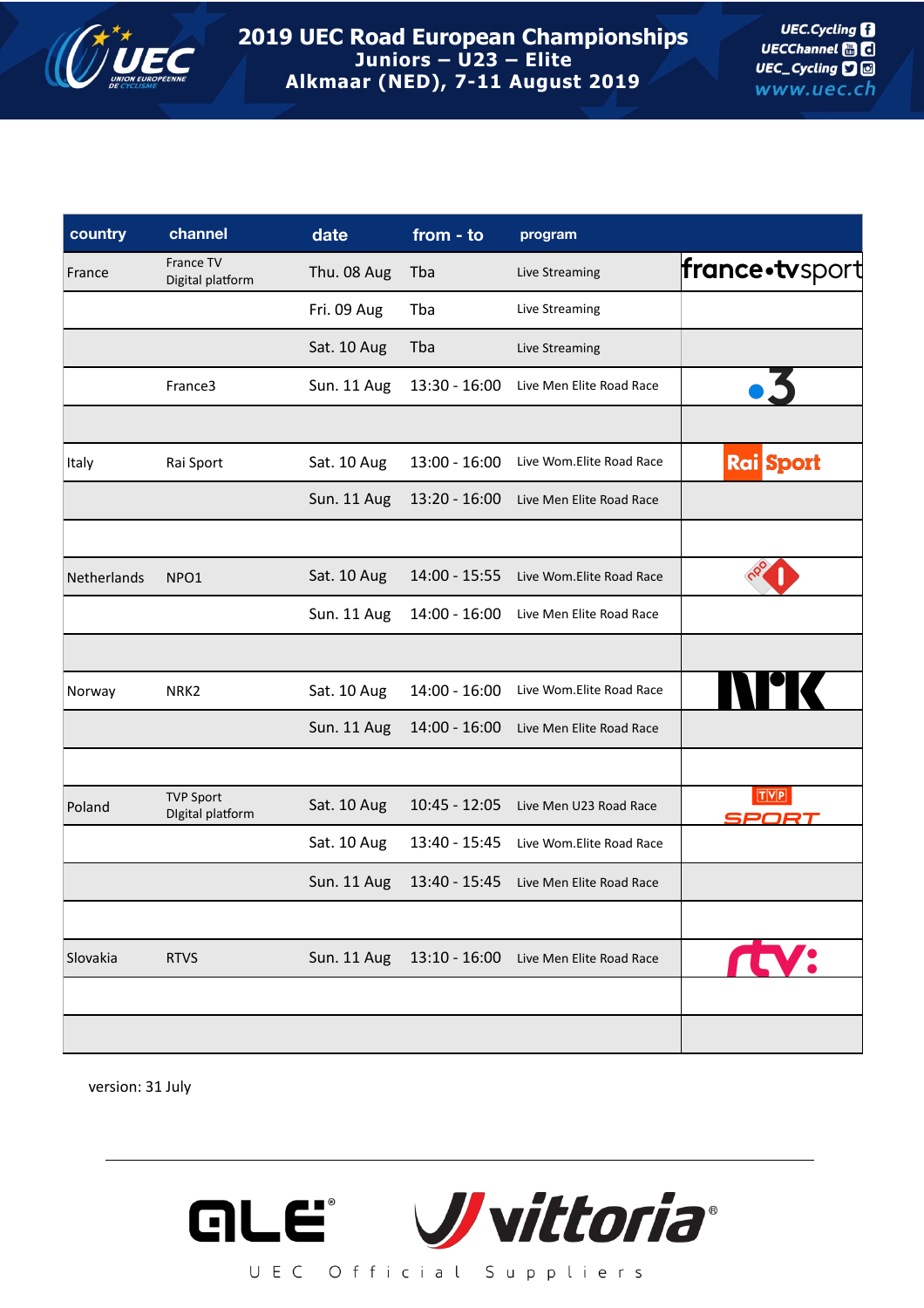# 2019 UEC Road European Championships

## Juniors – U23 – Elite

## Alkmaar (NED), 7-11 August 2019

UEC.Cycling
UECChannel
UEC_Cycling
www.uec.ch

| country | channel | date | from - to | program | |
|---|---|---|---|---|---|
| France | France TV Digital platform | Thu. 08 Aug | Tba | Live Streaming | france•tvsport |
| | | Fri. 09 Aug | Tba | Live Streaming | |
| | | Sat. 10 Aug | Tba | Live Streaming | |
| | France3 | Sun. 11 Aug | 13:30 - 16:00 | Live Men Elite Road Race | |
| | | | | | |
| Italy | Rai Sport | Sat. 10 Aug | 13:00 - 16:00 | Live Wom.Elite Road Race | Rai Sport |
| | | Sun. 11 Aug | 13:20 - 16:00 | Live Men Elite Road Race | |
| | | | | | |
| Netherlands | NPO1 | Sat. 10 Aug | 14:00 - 15:55 | Live Wom.Elite Road Race | |
| | | Sun. 11 Aug | 14:00 - 16:00 | Live Men Elite Road Race | |
| | | | | | |
| Norway | NRK2 | Sat. 10 Aug | 14:00 - 16:00 | Live Wom.Elite Road Race | NRK |
| | | Sun. 11 Aug | 14:00 - 16:00 | Live Men Elite Road Race | |
| | | | | | |
| Poland | TVP Sport DIgital platform | Sat. 10 Aug | 10:45 - 12:05 | Live Men U23 Road Race | TVP SPORT |
| | | Sat. 10 Aug | 13:40 - 15:45 | Live Wom.Elite Road Race | |
| | | Sun. 11 Aug | 13:40 - 15:45 | Live Men Elite Road Race | |
| | | | | | |
| Slovakia | RTVS | Sun. 11 Aug | 13:10 - 16:00 | Live Men Elite Road Race | rtv: |
| | | | | | |
| | | | | | |

version: 31 July

ALE® vittoria®

UEC Official Suppliers